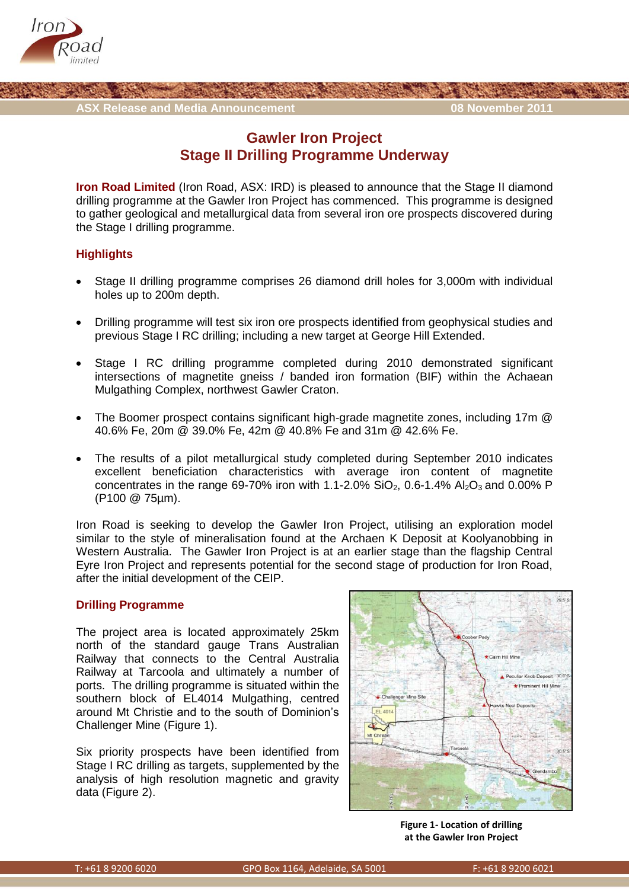ASX Release and Media Announcement 08 November 2011

# Gawler Iron Project
## Stage II Drilling Programme Underway

**Iron Road Limited** (Iron Road, ASX: IRD) is pleased to announce that the Stage II diamond drilling programme at the Gawler Iron Project has commenced. This programme is designed to gather geological and metallurgical data from several iron ore prospects discovered during the Stage I drilling programme.

### Highlights

- Stage II drilling programme comprises 26 diamond drill holes for 3,000m with individual holes up to 200m depth.
- Drilling programme will test six iron ore prospects identified from geophysical studies and previous Stage I RC drilling; including a new target at George Hill Extended.
- Stage I RC drilling programme completed during 2010 demonstrated significant intersections of magnetite gneiss / banded iron formation (BIF) within the Achaean Mulgathing Complex, northwest Gawler Craton.
- The Boomer prospect contains significant high-grade magnetite zones, including 17m @ 40.6% Fe, 20m @ 39.0% Fe, 42m @ 40.8% Fe and 31m @ 42.6% Fe.
- The results of a pilot metallurgical study completed during September 2010 indicates excellent beneficiation characteristics with average iron content of magnetite concentrates in the range 69-70% iron with 1.1-2.0% $SiO_2$, 0.6-1.4% $Al_2O_3$ and 0.00% P (P100 @ 75µm).

Iron Road is seeking to develop the Gawler Iron Project, utilising an exploration model similar to the style of mineralisation found at the Archaen K Deposit at Koolyanobbing in Western Australia. The Gawler Iron Project is at an earlier stage than the flagship Central Eyre Iron Project and represents potential for the second stage of production for Iron Road, after the initial development of the CEIP.

### Drilling Programme

The project area is located approximately 25km north of the standard gauge Trans Australian Railway that connects to the Central Australia Railway at Tarcoola and ultimately a number of ports. The drilling programme is situated within the southern block of EL4014 Mulgathing, centred around Mt Christie and to the south of Dominion's Challenger Mine (Figure 1).

Six priority prospects have been identified from Stage I RC drilling as targets, supplemented by the analysis of high resolution magnetic and gravity data (Figure 2).

**Figure 1- Location of drilling at the Gawler Iron Project**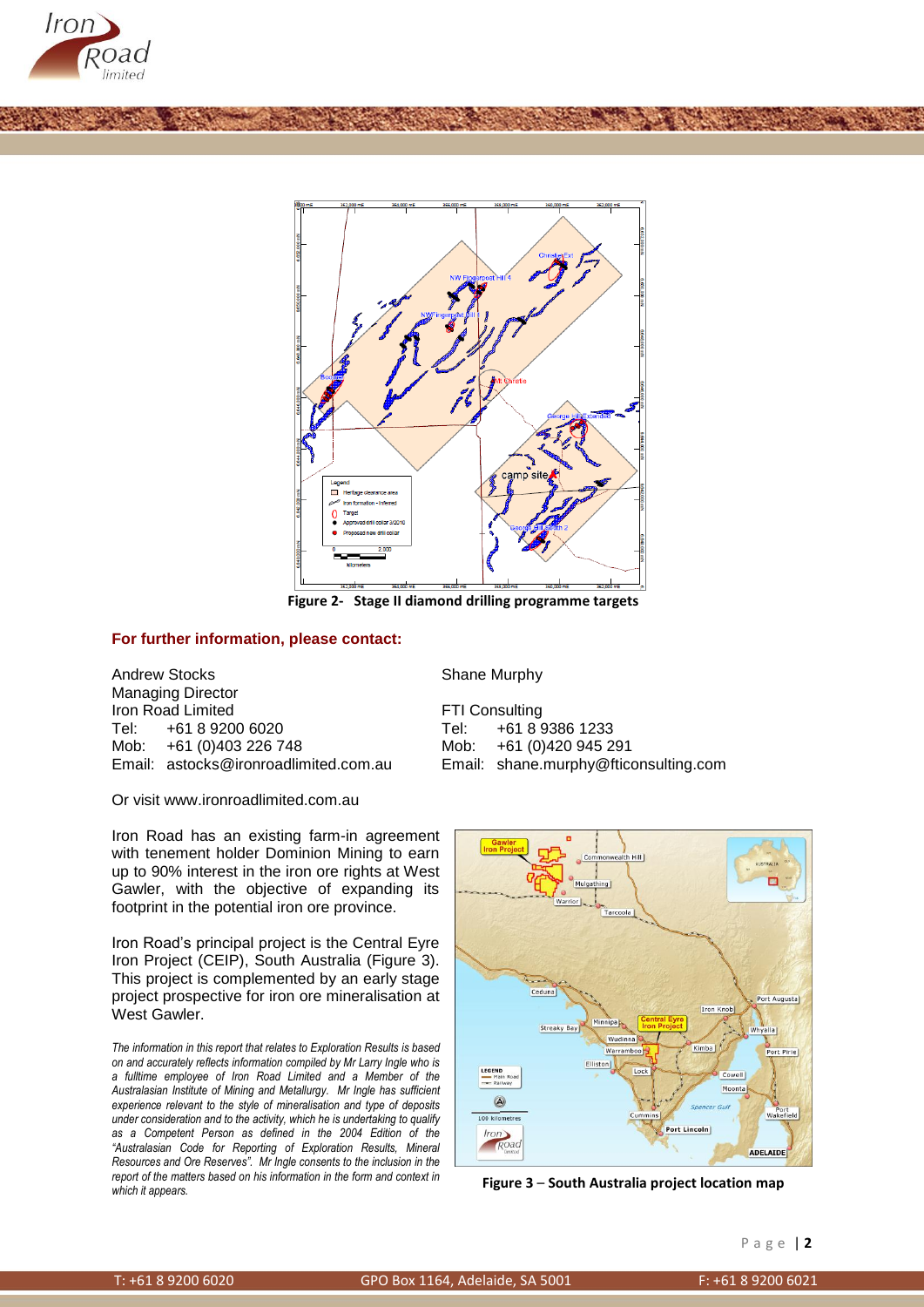Figure 2- Stage II diamond drilling programme targets

### For further information, please contact:

Andrew Stocks
Managing Director
Iron Road Limited
Tel: +61 8 9200 6020
Mob: +61 (0)403 226 748
Email: astocks@ironroadlimited.com.au

Shane Murphy

FTI Consulting
Tel: +61 8 9386 1233
Mob: +61 (0)420 945 291
Email: shane.murphy@fticonsulting.com

Or visit www.ironroadlimited.com.au

Iron Road has an existing farm-in agreement with tenement holder Dominion Mining to earn up to 90% interest in the iron ore rights at West Gawler, with the objective of expanding its footprint in the potential iron ore province.

Iron Road's principal project is the Central Eyre Iron Project (CEIP), South Australia (Figure 3). This project is complemented by an early stage project prospective for iron ore mineralisation at West Gawler.

*The information in this report that relates to Exploration Results is based on and accurately reflects information compiled by Mr Larry Ingle who is a fulltime employee of Iron Road Limited and a Member of the Australasian Institute of Mining and Metallurgy. Mr Ingle has sufficient experience relevant to the style of mineralisation and type of deposits under consideration and to the activity, which he is undertaking to qualify as a Competent Person as defined in the 2004 Edition of the "Australasian Code for Reporting of Exploration Results, Mineral Resources and Ore Reserves". Mr Ingle consents to the inclusion in the report of the matters based on his information in the form and context in which it appears.*

Figure 3 – South Australia project location map